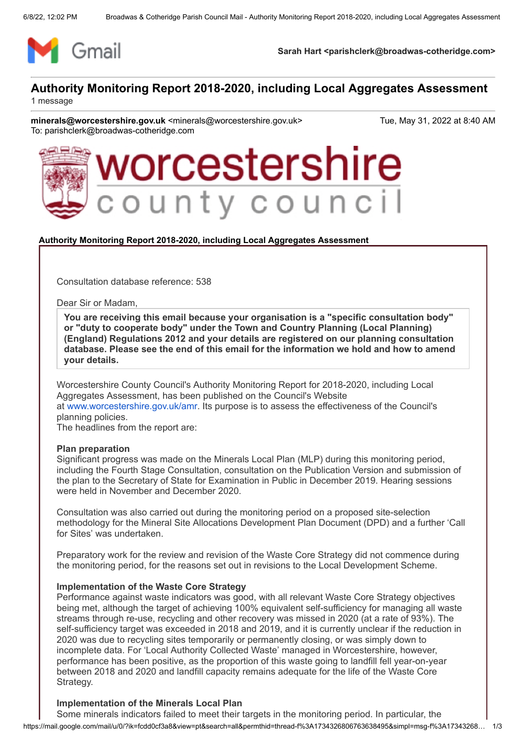Sarah Hart <parishclerk@broadwas-cotheridge.com>

# Authority Monitoring Report 2018-2020, including Local Aggregates Assessment

1 message

**minerals@worcestershire.gov.uk** <minerals@worcestershire.gov.uk> Tue, May 31, 2022 at 8:40 AM
To: parishclerk@broadwas-cotheridge.com

worcestershire county council

**Authority Monitoring Report 2018-2020, including Local Aggregates Assessment**

Consultation database reference: 538

Dear Sir or Madam,

**You are receiving this email because your organisation is a "specific consultation body" or "duty to cooperate body" under the Town and Country Planning (Local Planning) (England) Regulations 2012 and your details are registered on our planning consultation database. Please see the end of this email for the information we hold and how to amend your details.**

Worcestershire County Council's Authority Monitoring Report for 2018-2020, including Local Aggregates Assessment, has been published on the Council's Website at www.worcestershire.gov.uk/amr. Its purpose is to assess the effectiveness of the Council's planning policies.
The headlines from the report are:

**Plan preparation**
Significant progress was made on the Minerals Local Plan (MLP) during this monitoring period, including the Fourth Stage Consultation, consultation on the Publication Version and submission of the plan to the Secretary of State for Examination in Public in December 2019. Hearing sessions were held in November and December 2020.

Consultation was also carried out during the monitoring period on a proposed site-selection methodology for the Mineral Site Allocations Development Plan Document (DPD) and a further 'Call for Sites' was undertaken.

Preparatory work for the review and revision of the Waste Core Strategy did not commence during the monitoring period, for the reasons set out in revisions to the Local Development Scheme.

**Implementation of the Waste Core Strategy**
Performance against waste indicators was good, with all relevant Waste Core Strategy objectives being met, although the target of achieving 100% equivalent self-sufficiency for managing all waste streams through re-use, recycling and other recovery was missed in 2020 (at a rate of 93%). The self-sufficiency target was exceeded in 2018 and 2019, and it is currently unclear if the reduction in 2020 was due to recycling sites temporarily or permanently closing, or was simply down to incomplete data. For 'Local Authority Collected Waste' managed in Worcestershire, however, performance has been positive, as the proportion of this waste going to landfill fell year-on-year between 2018 and 2020 and landfill capacity remains adequate for the life of the Waste Core Strategy.

**Implementation of the Minerals Local Plan**
Some minerals indicators failed to meet their targets in the monitoring period. In particular, the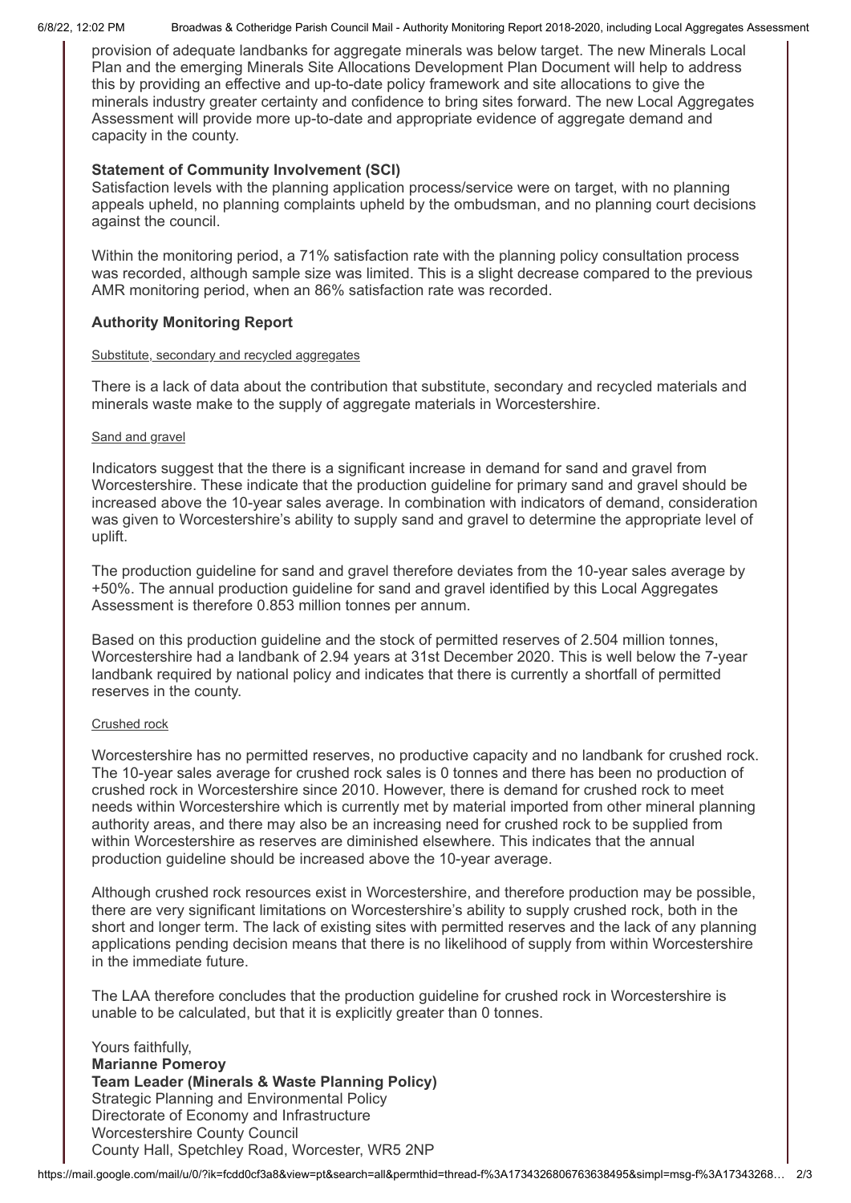provision of adequate landbanks for aggregate minerals was below target. The new Minerals Local Plan and the emerging Minerals Site Allocations Development Plan Document will help to address this by providing an effective and up-to-date policy framework and site allocations to give the minerals industry greater certainty and confidence to bring sites forward. The new Local Aggregates Assessment will provide more up-to-date and appropriate evidence of aggregate demand and capacity in the county.

**Statement of Community Involvement (SCI)**
Satisfaction levels with the planning application process/service were on target, with no planning appeals upheld, no planning complaints upheld by the ombudsman, and no planning court decisions against the council.

Within the monitoring period, a 71% satisfaction rate with the planning policy consultation process was recorded, although sample size was limited. This is a slight decrease compared to the previous AMR monitoring period, when an 86% satisfaction rate was recorded.

**Authority Monitoring Report**

Substitute, secondary and recycled aggregates

There is a lack of data about the contribution that substitute, secondary and recycled materials and minerals waste make to the supply of aggregate materials in Worcestershire.

Sand and gravel

Indicators suggest that the there is a significant increase in demand for sand and gravel from Worcestershire. These indicate that the production guideline for primary sand and gravel should be increased above the 10-year sales average. In combination with indicators of demand, consideration was given to Worcestershire's ability to supply sand and gravel to determine the appropriate level of uplift.

The production guideline for sand and gravel therefore deviates from the 10-year sales average by +50%. The annual production guideline for sand and gravel identified by this Local Aggregates Assessment is therefore 0.853 million tonnes per annum.

Based on this production guideline and the stock of permitted reserves of 2.504 million tonnes, Worcestershire had a landbank of 2.94 years at 31st December 2020. This is well below the 7-year landbank required by national policy and indicates that there is currently a shortfall of permitted reserves in the county.

Crushed rock

Worcestershire has no permitted reserves, no productive capacity and no landbank for crushed rock. The 10-year sales average for crushed rock sales is 0 tonnes and there has been no production of crushed rock in Worcestershire since 2010. However, there is demand for crushed rock to meet needs within Worcestershire which is currently met by material imported from other mineral planning authority areas, and there may also be an increasing need for crushed rock to be supplied from within Worcestershire as reserves are diminished elsewhere. This indicates that the annual production guideline should be increased above the 10-year average.

Although crushed rock resources exist in Worcestershire, and therefore production may be possible, there are very significant limitations on Worcestershire's ability to supply crushed rock, both in the short and longer term. The lack of existing sites with permitted reserves and the lack of any planning applications pending decision means that there is no likelihood of supply from within Worcestershire in the immediate future.

The LAA therefore concludes that the production guideline for crushed rock in Worcestershire is unable to be calculated, but that it is explicitly greater than 0 tonnes.

Yours faithfully,
**Marianne Pomeroy**
**Team Leader (Minerals & Waste Planning Policy)**
Strategic Planning and Environmental Policy
Directorate of Economy and Infrastructure
Worcestershire County Council
County Hall, Spetchley Road, Worcester, WR5 2NP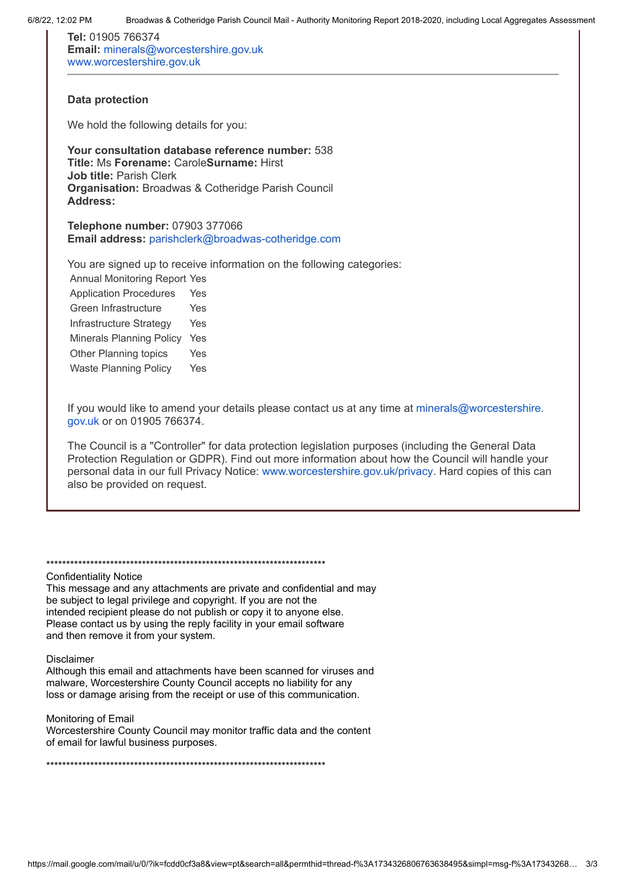**Tel:** 01905 766374
**Email:** minerals@worcestershire.gov.uk
www.worcestershire.gov.uk

---

**Data protection**

We hold the following details for you:

**Your consultation database reference number:** 538
**Title:** Ms **Forename:** Carole**Surname:** Hirst
**Job title:** Parish Clerk
**Organisation:** Broadwas & Cotheridge Parish Council
**Address:**

**Telephone number:** 07903 377066
**Email address:** parishclerk@broadwas-cotheridge.com

You are signed up to receive information on the following categories:

| | |
|---|---|
| Annual Monitoring Report | Yes |
| Application Procedures | Yes |
| Green Infrastructure | Yes |
| Infrastructure Strategy | Yes |
| Minerals Planning Policy | Yes |
| Other Planning topics | Yes |
| Waste Planning Policy | Yes |

If you would like to amend your details please contact us at any time at minerals@worcestershire.gov.uk or on 01905 766374.

The Council is a "Controller" for data protection legislation purposes (including the General Data Protection Regulation or GDPR). Find out more information about how the Council will handle your personal data in our full Privacy Notice: www.worcestershire.gov.uk/privacy. Hard copies of this can also be provided on request.

*************************************************************************

Confidentiality Notice
This message and any attachments are private and confidential and may be subject to legal privilege and copyright. If you are not the intended recipient please do not publish or copy it to anyone else. Please contact us by using the reply facility in your email software and then remove it from your system.

Disclaimer
Although this email and attachments have been scanned for viruses and malware, Worcestershire County Council accepts no liability for any loss or damage arising from the receipt or use of this communication.

Monitoring of Email
Worcestershire County Council may monitor traffic data and the content of email for lawful business purposes.

*************************************************************************